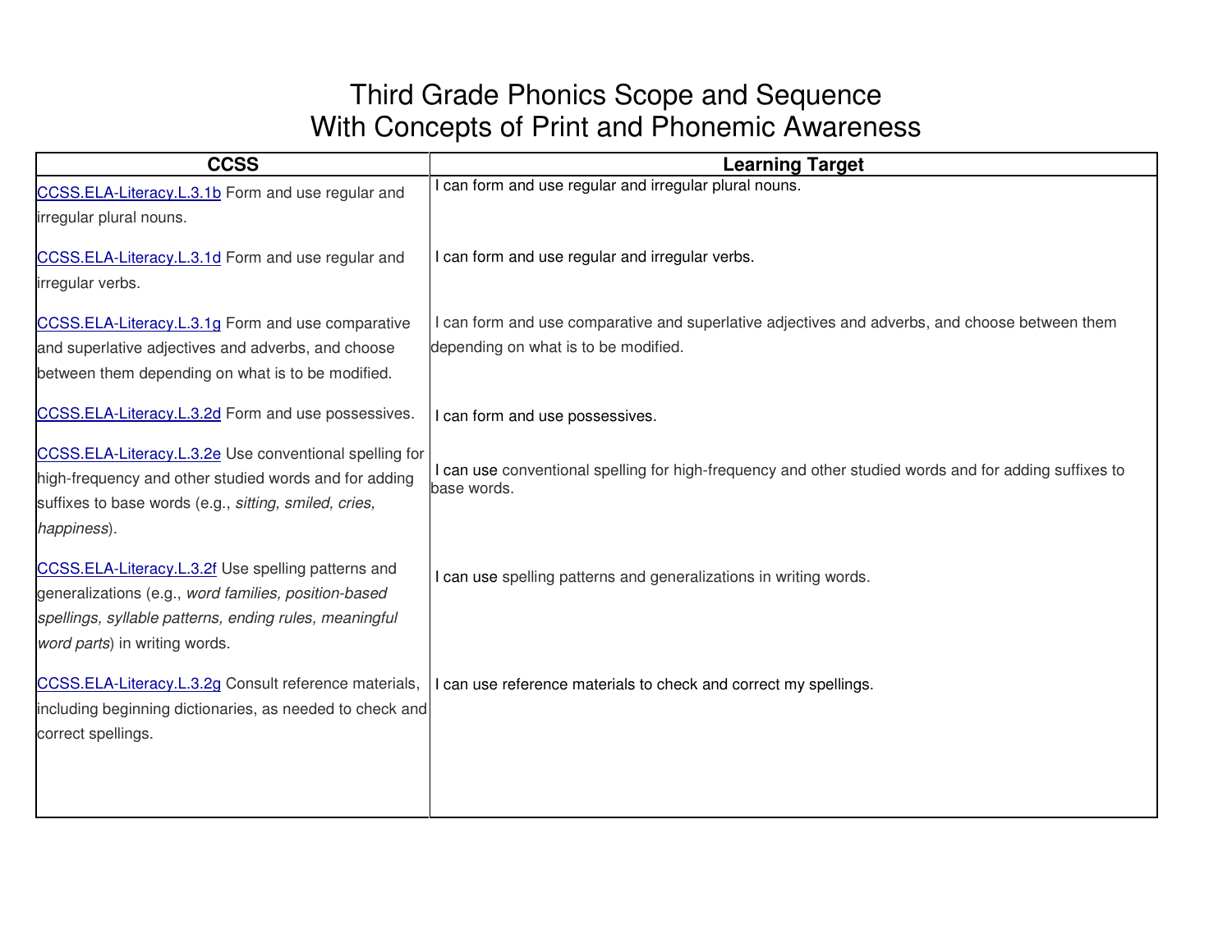# Third Grade Phonics Scope and Sequence
# With Concepts of Print and Phonemic Awareness

| CCSS | Learning Target |
|---|---|
| CCSS.ELA-Literacy.L.3.1b Form and use regular and irregular plural nouns. | I can form and use regular and irregular plural nouns. |
| CCSS.ELA-Literacy.L.3.1d Form and use regular and irregular verbs. | I can form and use regular and irregular verbs. |
| CCSS.ELA-Literacy.L.3.1g Form and use comparative and superlative adjectives and adverbs, and choose between them depending on what is to be modified. | I can form and use comparative and superlative adjectives and adverbs, and choose between them depending on what is to be modified. |
| CCSS.ELA-Literacy.L.3.2d Form and use possessives. | I can form and use possessives. |
| CCSS.ELA-Literacy.L.3.2e Use conventional spelling for high-frequency and other studied words and for adding suffixes to base words (e.g., *sitting, smiled, cries, happiness*). | I can use conventional spelling for high-frequency and other studied words and for adding suffixes to base words. |
| CCSS.ELA-Literacy.L.3.2f Use spelling patterns and generalizations (e.g., *word families, position-based spellings, syllable patterns, ending rules, meaningful word parts*) in writing words. | I can use spelling patterns and generalizations in writing words. |
| CCSS.ELA-Literacy.L.3.2g Consult reference materials, including beginning dictionaries, as needed to check and correct spellings. | I can use reference materials to check and correct my spellings. |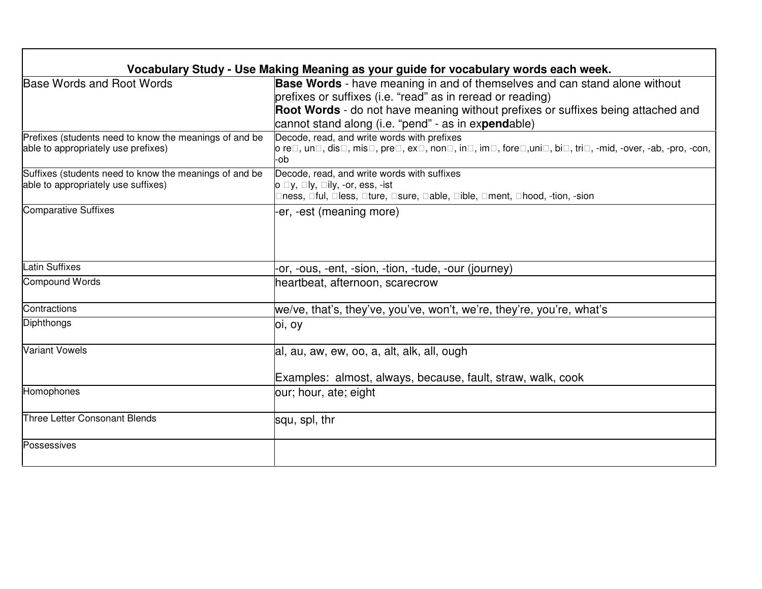| Vocabulary Study - Use Making Meaning as your guide for vocabulary words each week. | |
|---|---|
| Base Words and Root Words | **Base Words** - have meaning in and of themselves and can stand alone without prefixes or suffixes (i.e. "read" as in reread or reading)<br>**Root Words** - do not have meaning without prefixes or suffixes being attached and cannot stand along (i.e. "pend" - as in ex**pend**able) |
| Prefixes (students need to know the meanings of and be able to appropriately use prefixes) | Decode, read, and write words with prefixes<br>o re, un, dis, mis, pre, ex, non, in, im, fore,uni, bi, tri, -mid, -over, -ab, -pro, -con, -ob |
| Suffixes (students need to know the meanings of and be able to appropriately use suffixes) | Decode, read, and write words with suffixes<br>o y, ly, ily, -or, ess, -ist<br>ness, ful, less, ture, sure, able, ible, ment, hood, -tion, -sion |
| Comparative Suffixes | -er, -est (meaning more) |
| Latin Suffixes | -or, -ous, -ent, -sion, -tion, -tude, -our (journey) |
| Compound Words | heartbeat, afternoon, scarecrow |
| Contractions | we/ve, that's, they've, you've, won't, we're, they're, you're, what's |
| Diphthongs | oi, oy |
| Variant Vowels | al, au, aw, ew, oo, a, alt, alk, all, ough<br><br>Examples: almost, always, because, fault, straw, walk, cook |
| Homophones | our; hour, ate; eight |
| Three Letter Consonant Blends | squ, spl, thr |
| Possessives | |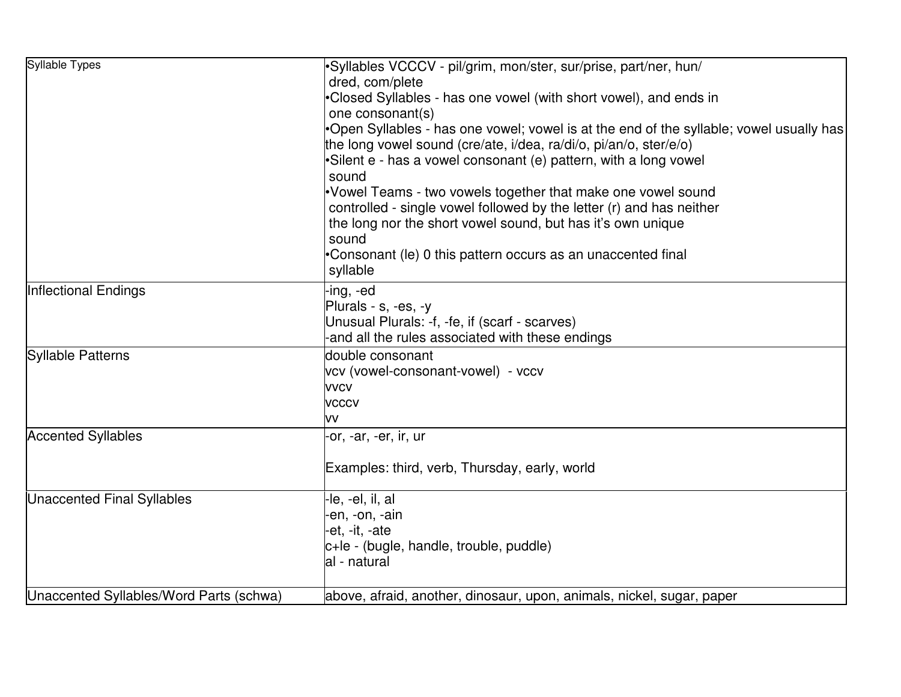| | |
|---|---|
| Syllable Types | •Syllables VCCCV - pil/grim, mon/ster, sur/prise, part/ner, hun/ dred, com/plete<br>•Closed Syllables - has one vowel (with short vowel), and ends in one consonant(s)<br>•Open Syllables - has one vowel; vowel is at the end of the syllable; vowel usually has the long vowel sound (cre/ate, i/dea, ra/di/o, pi/an/o, ster/e/o)<br>•Silent e - has a vowel consonant (e) pattern, with a long vowel sound<br>•Vowel Teams - two vowels together that make one vowel sound controlled - single vowel followed by the letter (r) and has neither the long nor the short vowel sound, but has it's own unique sound<br>•Consonant (le) 0 this pattern occurs as an unaccented final syllable |
| Inflectional Endings | -ing, -ed<br>Plurals - s, -es, -y<br>Unusual Plurals: -f, -fe, if (scarf - scarves)<br>-and all the rules associated with these endings |
| Syllable Patterns | double consonant<br>vcv (vowel-consonant-vowel) - vccv<br>vvcv<br>vcccv<br>vv |
| Accented Syllables | -or, -ar, -er, ir, ur<br><br>Examples: third, verb, Thursday, early, world |
| Unaccented Final Syllables | -le, -el, il, al<br>-en, -on, -ain<br>-et, -it, -ate<br>c+le - (bugle, handle, trouble, puddle)<br>al - natural |
| Unaccented Syllables/Word Parts (schwa) | above, afraid, another, dinosaur, upon, animals, nickel, sugar, paper |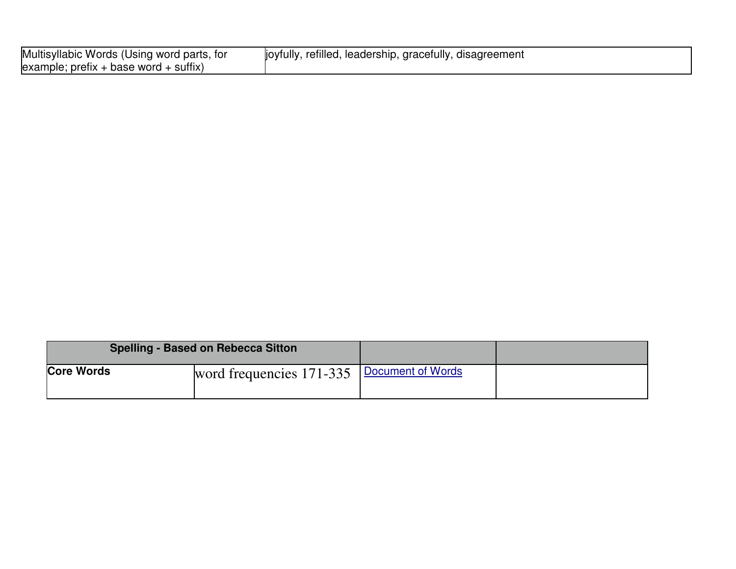| | |
|---|---|
| Multisyllabic Words (Using word parts, for example; prefix + base word + suffix) | joyfully, refilled, leadership, gracefully, disagreement |

| Spelling - Based on Rebecca Sitton | | | |
|---|---|---|---|
| **Core Words** | word frequencies 171-335 | Document of Words | |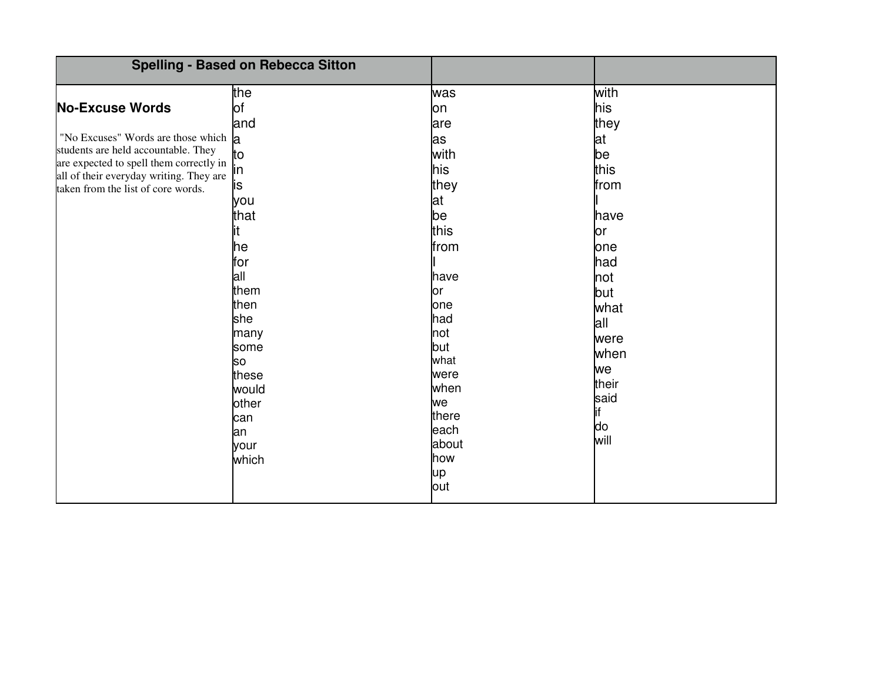| Spelling - Based on Rebecca Sitton | | | |
|---|---|---|---|
| **No-Excuse Words**<br><br>"No Excuses" Words are those which students are held accountable. They are expected to spell them correctly in all of their everyday writing. They are taken from the list of core words. | the<br>of<br>and<br>a<br>to<br>in<br>is<br>you<br>that<br>it<br>he<br>for<br>all<br>them<br>then<br>she<br>many<br>some<br>so<br>these<br>would<br>other<br>can<br>an<br>your<br>which | was<br>on<br>are<br>as<br>with<br>his<br>they<br>at<br>be<br>this<br>from<br>I<br>have<br>or<br>one<br>had<br>not<br>but<br>what<br>were<br>when<br>we<br>there<br>each<br>about<br>how<br>up<br>out | with<br>his<br>they<br>at<br>be<br>this<br>from<br>I<br>have<br>or<br>one<br>had<br>not<br>but<br>what<br>all<br>were<br>when<br>we<br>their<br>said<br>if<br>do<br>will |